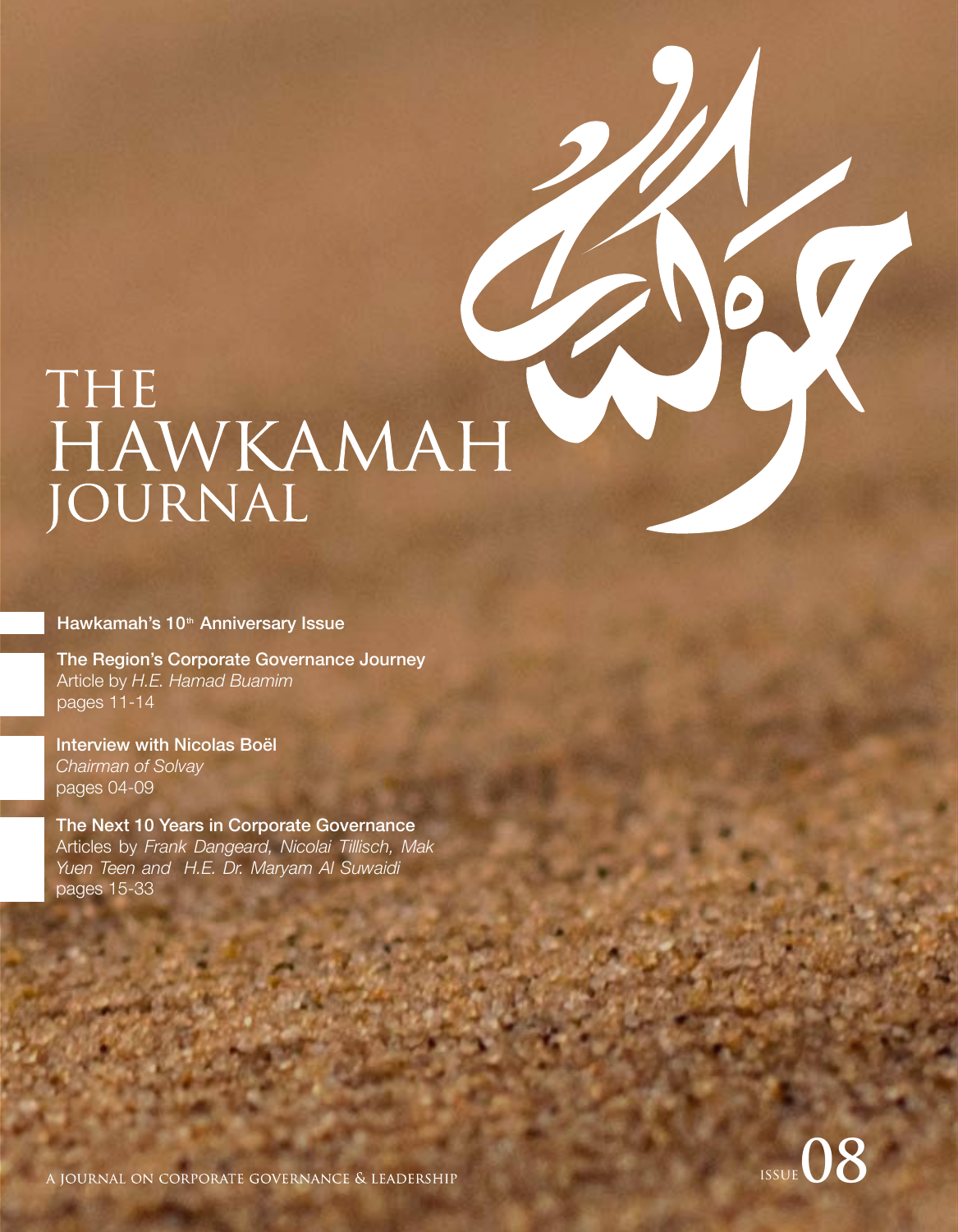حوكمة

# THE HAWKAMAH JOURNAL

**Hawkamah's 10th Anniversary Issue**

**The Region's Corporate Governance Journey**
Article by *H.E. Hamad Buamim*
pages 11-14

**Interview with Nicolas Boël**
*Chairman of Solvay*
pages 04-09

**The Next 10 Years in Corporate Governance**
Articles by *Frank Dangeard, Nicolai Tillisch, Mak Yuen Teen and H.E. Dr. Maryam Al Suwaidi*
pages 15-33

A JOURNAL ON CORPORATE GOVERNANCE & LEADERSHIP

ISSUE 08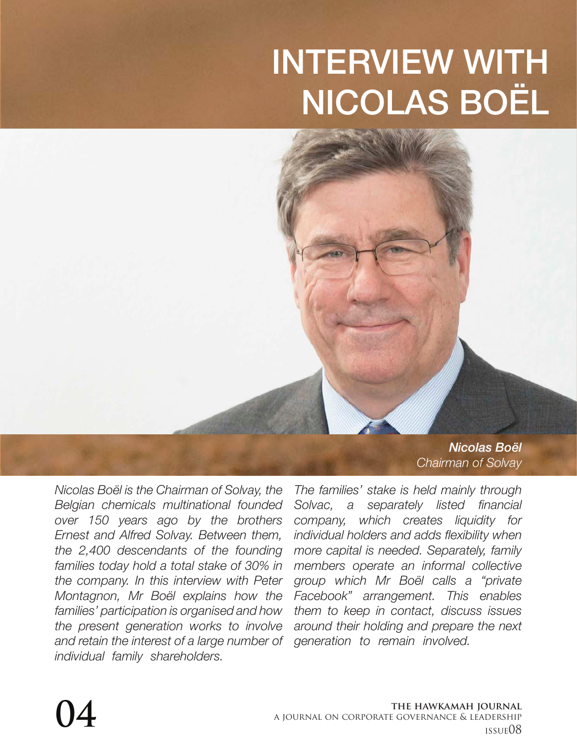# INTERVIEW WITH NICOLAS BOËL

***Nicolas Boël***
*Chairman of Solvay*

*Nicolas Boël is the Chairman of Solvay, the Belgian chemicals multinational founded over 150 years ago by the brothers Ernest and Alfred Solvay. Between them, the 2,400 descendants of the founding families today hold a total stake of 30% in the company. In this interview with Peter Montagnon, Mr Boël explains how the families' participation is organised and how the present generation works to involve and retain the interest of a large number of individual family shareholders.*

*The families' stake is held mainly through Solvac, a separately listed financial company, which creates liquidity for individual holders and adds flexibility when more capital is needed. Separately, family members operate an informal collective group which Mr Boël calls a "private Facebook" arrangement. This enables them to keep in contact, discuss issues around their holding and prepare the next generation to remain involved.*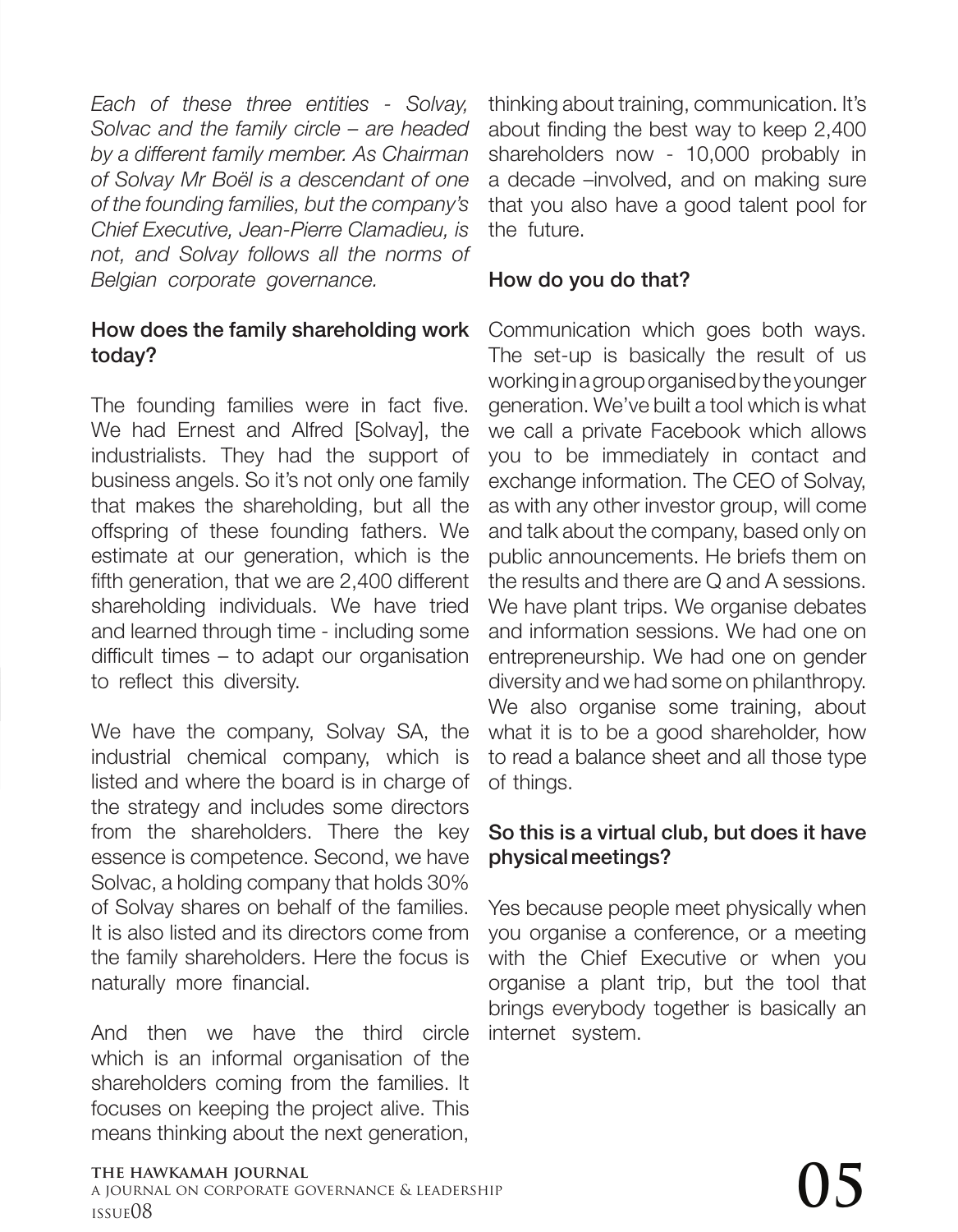*Each of these three entities - Solvay, Solvac and the family circle – are headed by a different family member. As Chairman of Solvay Mr Boël is a descendant of one of the founding families, but the company's Chief Executive, Jean-Pierre Clamadieu, is not, and Solvay follows all the norms of Belgian corporate governance.*

**How does the family shareholding work today?**

The founding families were in fact five. We had Ernest and Alfred [Solvay], the industrialists. They had the support of business angels. So it's not only one family that makes the shareholding, but all the offspring of these founding fathers. We estimate at our generation, which is the fifth generation, that we are 2,400 different shareholding individuals. We have tried and learned through time - including some difficult times – to adapt our organisation to reflect this diversity.

We have the company, Solvay SA, the industrial chemical company, which is listed and where the board is in charge of the strategy and includes some directors from the shareholders. There the key essence is competence. Second, we have Solvac, a holding company that holds 30% of Solvay shares on behalf of the families. It is also listed and its directors come from the family shareholders. Here the focus is naturally more financial.

And then we have the third circle which is an informal organisation of the shareholders coming from the families. It focuses on keeping the project alive. This means thinking about the next generation, thinking about training, communication. It's about finding the best way to keep 2,400 shareholders now - 10,000 probably in a decade –involved, and on making sure that you also have a good talent pool for the future.

**How do you do that?**

Communication which goes both ways. The set-up is basically the result of us working in a group organised by the younger generation. We've built a tool which is what we call a private Facebook which allows you to be immediately in contact and exchange information. The CEO of Solvay, as with any other investor group, will come and talk about the company, based only on public announcements. He briefs them on the results and there are Q and A sessions. We have plant trips. We organise debates and information sessions. We had one on entrepreneurship. We had one on gender diversity and we had some on philanthropy. We also organise some training, about what it is to be a good shareholder, how to read a balance sheet and all those type of things.

**So this is a virtual club, but does it have physical meetings?**

Yes because people meet physically when you organise a conference, or a meeting with the Chief Executive or when you organise a plant trip, but the tool that brings everybody together is basically an internet system.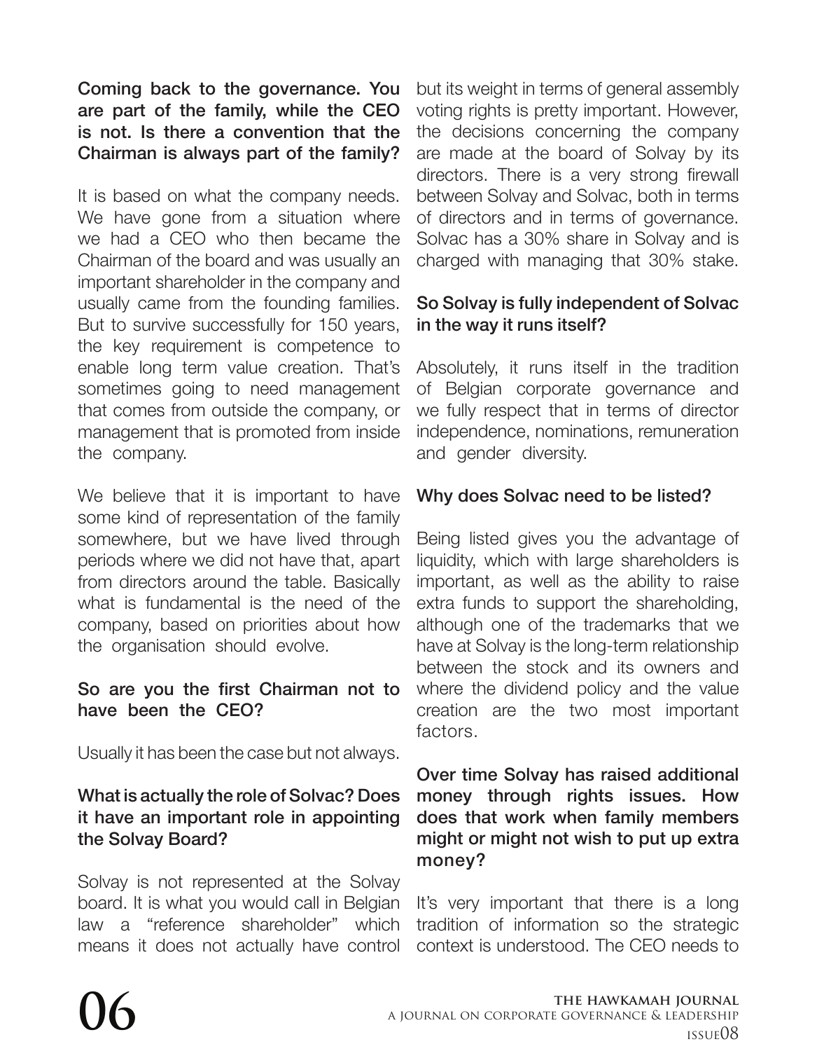**Coming back to the governance. You are part of the family, while the CEO is not. Is there a convention that the Chairman is always part of the family?**

It is based on what the company needs. We have gone from a situation where we had a CEO who then became the Chairman of the board and was usually an important shareholder in the company and usually came from the founding families. But to survive successfully for 150 years, the key requirement is competence to enable long term value creation. That's sometimes going to need management that comes from outside the company, or management that is promoted from inside the company.

We believe that it is important to have some kind of representation of the family somewhere, but we have lived through periods where we did not have that, apart from directors around the table. Basically what is fundamental is the need of the company, based on priorities about how the organisation should evolve.

**So are you the first Chairman not to have been the CEO?**

Usually it has been the case but not always.

**What is actually the role of Solvac? Does it have an important role in appointing the Solvay Board?**

Solvay is not represented at the Solvay board. It is what you would call in Belgian law a "reference shareholder" which means it does not actually have control but its weight in terms of general assembly voting rights is pretty important. However, the decisions concerning the company are made at the board of Solvay by its directors. There is a very strong firewall between Solvay and Solvac, both in terms of directors and in terms of governance. Solvac has a 30% share in Solvay and is charged with managing that 30% stake.

**So Solvay is fully independent of Solvac in the way it runs itself?**

Absolutely, it runs itself in the tradition of Belgian corporate governance and we fully respect that in terms of director independence, nominations, remuneration and gender diversity.

**Why does Solvac need to be listed?**

Being listed gives you the advantage of liquidity, which with large shareholders is important, as well as the ability to raise extra funds to support the shareholding, although one of the trademarks that we have at Solvay is the long-term relationship between the stock and its owners and where the dividend policy and the value creation are the two most important factors.

**Over time Solvay has raised additional money through rights issues. How does that work when family members might or might not wish to put up extra money?**

It's very important that there is a long tradition of information so the strategic context is understood. The CEO needs to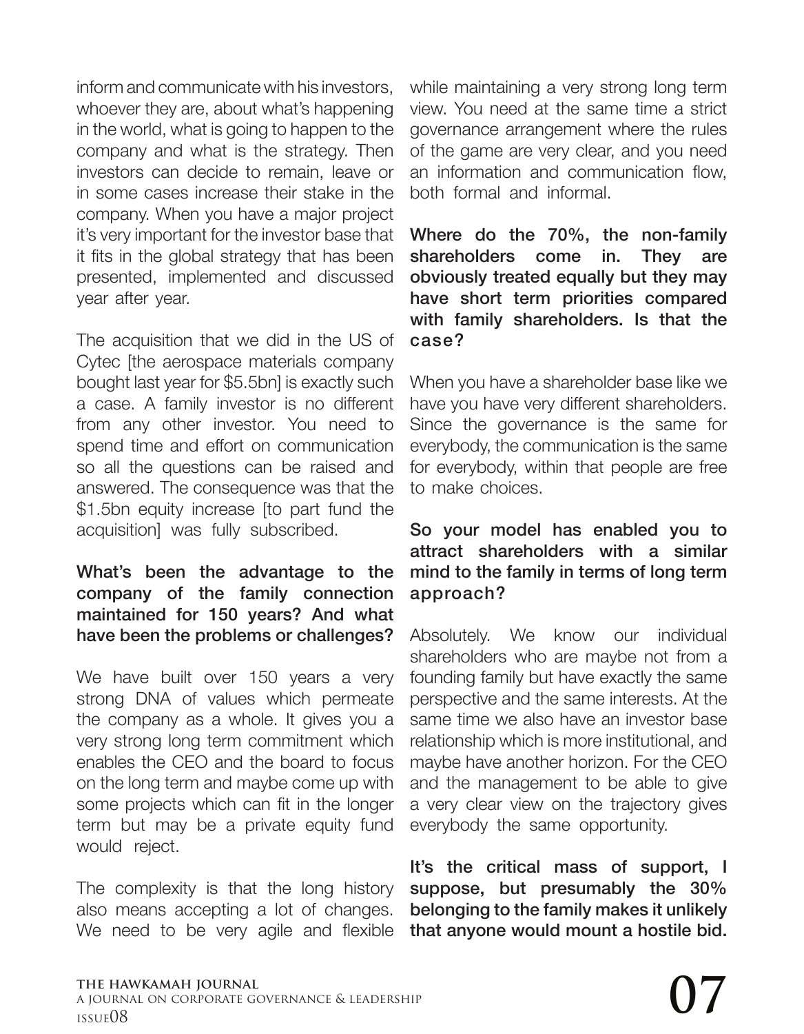inform and communicate with his investors, whoever they are, about what's happening in the world, what is going to happen to the company and what is the strategy. Then investors can decide to remain, leave or in some cases increase their stake in the company. When you have a major project it's very important for the investor base that it fits in the global strategy that has been presented, implemented and discussed year after year.

The acquisition that we did in the US of Cytec [the aerospace materials company bought last year for $5.5bn] is exactly such a case. A family investor is no different from any other investor. You need to spend time and effort on communication so all the questions can be raised and answered. The consequence was that the $1.5bn equity increase [to part fund the acquisition] was fully subscribed.

**What's been the advantage to the company of the family connection maintained for 150 years? And what have been the problems or challenges?**

We have built over 150 years a very strong DNA of values which permeate the company as a whole. It gives you a very strong long term commitment which enables the CEO and the board to focus on the long term and maybe come up with some projects which can fit in the longer term but may be a private equity fund would reject.

The complexity is that the long history also means accepting a lot of changes. We need to be very agile and flexible while maintaining a very strong long term view. You need at the same time a strict governance arrangement where the rules of the game are very clear, and you need an information and communication flow, both formal and informal.

**Where do the 70%, the non-family shareholders come in. They are obviously treated equally but they may have short term priorities compared with family shareholders. Is that the case?**

When you have a shareholder base like we have you have very different shareholders. Since the governance is the same for everybody, the communication is the same for everybody, within that people are free to make choices.

**So your model has enabled you to attract shareholders with a similar mind to the family in terms of long term approach?**

Absolutely. We know our individual shareholders who are maybe not from a founding family but have exactly the same perspective and the same interests. At the same time we also have an investor base relationship which is more institutional, and maybe have another horizon. For the CEO and the management to be able to give a very clear view on the trajectory gives everybody the same opportunity.

**It's the critical mass of support, I suppose, but presumably the 30% belonging to the family makes it unlikely that anyone would mount a hostile bid.**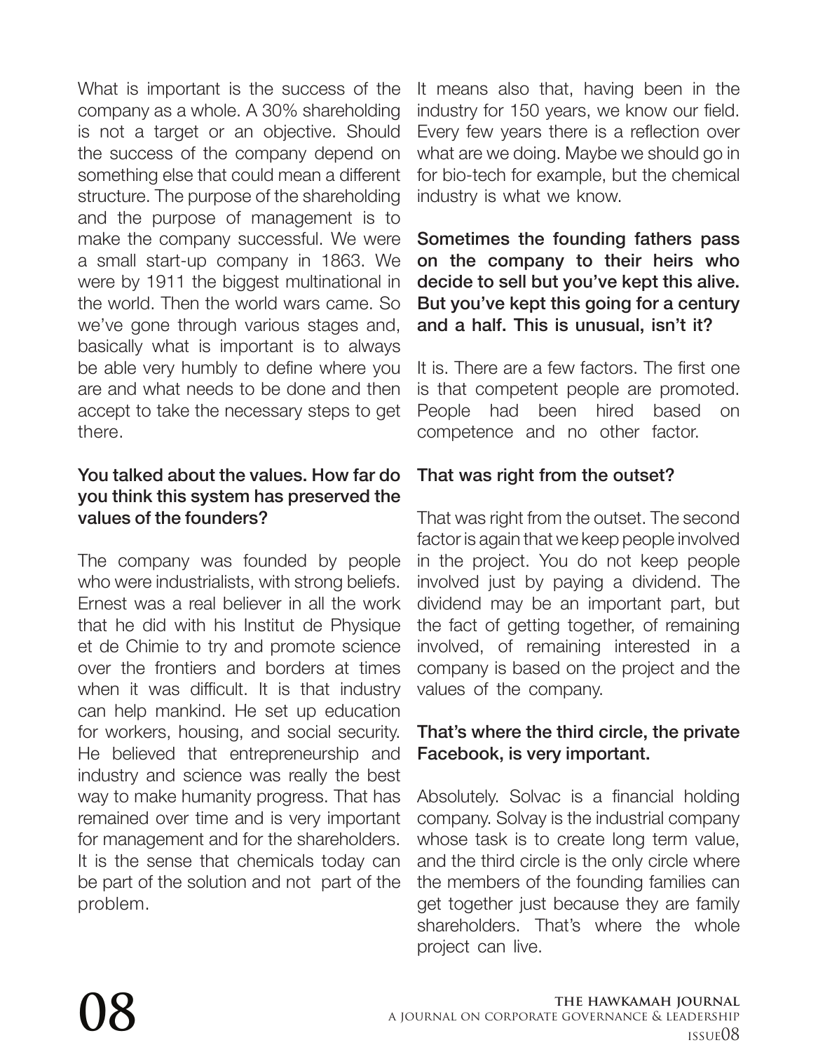What is important is the success of the company as a whole. A 30% shareholding is not a target or an objective. Should the success of the company depend on something else that could mean a different structure. The purpose of the shareholding and the purpose of management is to make the company successful. We were a small start-up company in 1863. We were by 1911 the biggest multinational in the world. Then the world wars came. So we've gone through various stages and, basically what is important is to always be able very humbly to define where you are and what needs to be done and then accept to take the necessary steps to get there.

**You talked about the values. How far do you think this system has preserved the values of the founders?**

The company was founded by people who were industrialists, with strong beliefs. Ernest was a real believer in all the work that he did with his Institut de Physique et de Chimie to try and promote science over the frontiers and borders at times when it was difficult. It is that industry can help mankind. He set up education for workers, housing, and social security. He believed that entrepreneurship and industry and science was really the best way to make humanity progress. That has remained over time and is very important for management and for the shareholders. It is the sense that chemicals today can be part of the solution and not part of the problem.

It means also that, having been in the industry for 150 years, we know our field. Every few years there is a reflection over what are we doing. Maybe we should go in for bio-tech for example, but the chemical industry is what we know.

**Sometimes the founding fathers pass on the company to their heirs who decide to sell but you've kept this alive. But you've kept this going for a century and a half. This is unusual, isn't it?**

It is. There are a few factors. The first one is that competent people are promoted. People had been hired based on competence and no other factor.

**That was right from the outset?**

That was right from the outset. The second factor is again that we keep people involved in the project. You do not keep people involved just by paying a dividend. The dividend may be an important part, but the fact of getting together, of remaining involved, of remaining interested in a company is based on the project and the values of the company.

**That's where the third circle, the private Facebook, is very important.**

Absolutely. Solvac is a financial holding company. Solvay is the industrial company whose task is to create long term value, and the third circle is the only circle where the members of the founding families can get together just because they are family shareholders. That's where the whole project can live.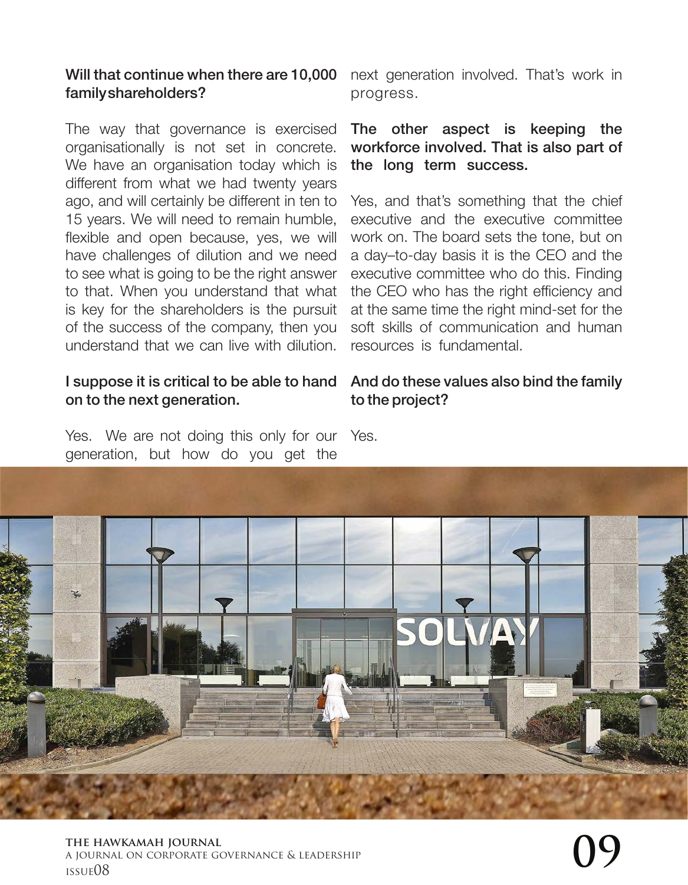**Will that continue when there are 10,000 family shareholders?**

The way that governance is exercised organisationally is not set in concrete. We have an organisation today which is different from what we had twenty years ago, and will certainly be different in ten to 15 years. We will need to remain humble, flexible and open because, yes, we will have challenges of dilution and we need to see what is going to be the right answer to that. When you understand that what is key for the shareholders is the pursuit of the success of the company, then you understand that we can live with dilution.

**I suppose it is critical to be able to hand on to the next generation.**

Yes. We are not doing this only for our generation, but how do you get the next generation involved. That's work in progress.

**The other aspect is keeping the workforce involved. That is also part of the long term success.**

Yes, and that's something that the chief executive and the executive committee work on. The board sets the tone, but on a day–to-day basis it is the CEO and the executive committee who do this. Finding the CEO who has the right efficiency and at the same time the right mind-set for the soft skills of communication and human resources is fundamental.

**And do these values also bind the family to the project?**

Yes.